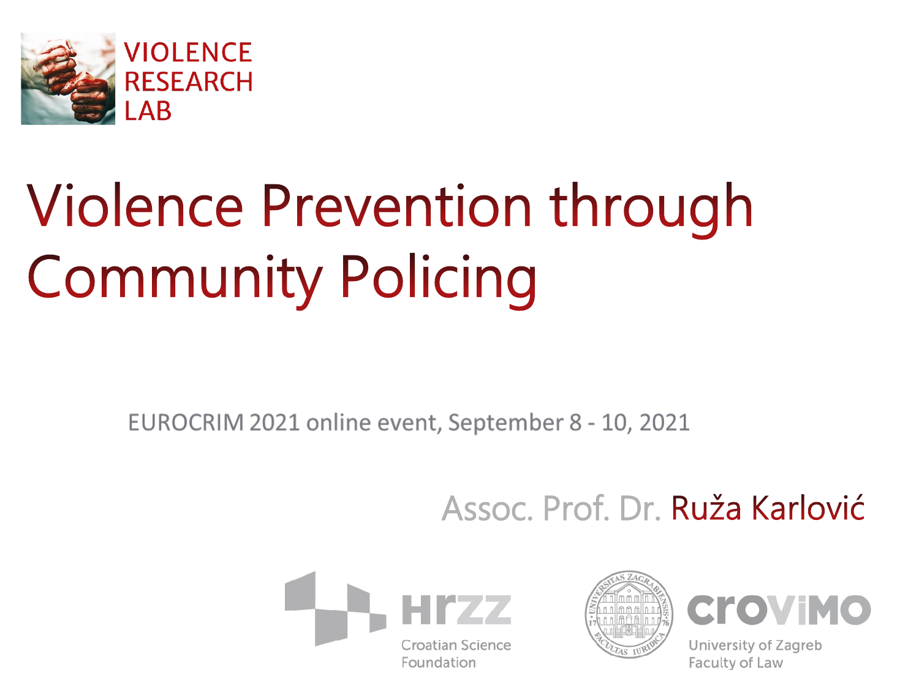VIOLENCE RESEARCH LAB

# Violence Prevention through Community Policing

EUROCRIM 2021 online event, September 8 - 10, 2021

Assoc. Prof. Dr. Ruža Karlović

HRZZ Croatian Science Foundation

CROVIMO University of Zagreb Faculty of Law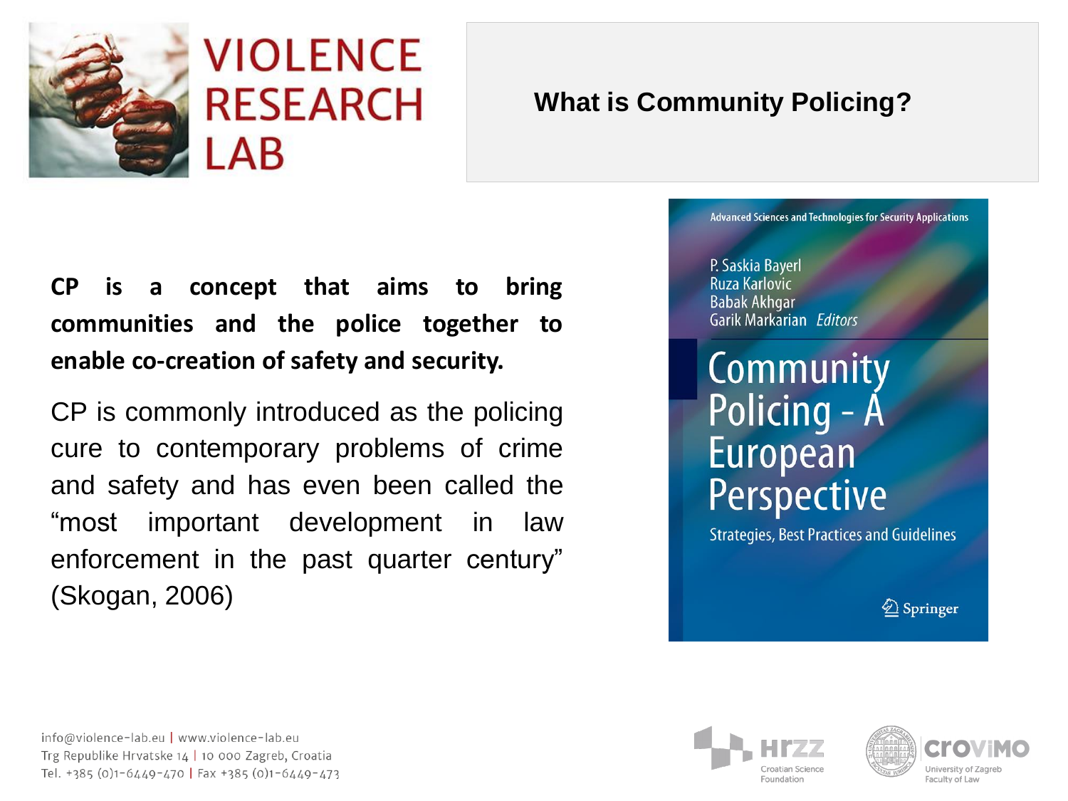# What is Community Policing?

**CP is a concept that aims to bring communities and the police together to enable co-creation of safety and security.**

CP is commonly introduced as the policing cure to contemporary problems of crime and safety and has even been called the "most important development in law enforcement in the past quarter century" (Skogan, 2006)

Advanced Sciences and Technologies for Security Applications

P. Saskia Bayerl
Ruza Karlovic
Babak Akhgar
Garik Markarian *Editors*

Community Policing - A European Perspective

Strategies, Best Practices and Guidelines

Springer

info@violence-lab.eu | www.violence-lab.eu
Trg Republike Hrvatske 14 | 10 000 Zagreb, Croatia
Tel. +385 (0)1-6449-470 | Fax +385 (0)1-6449-473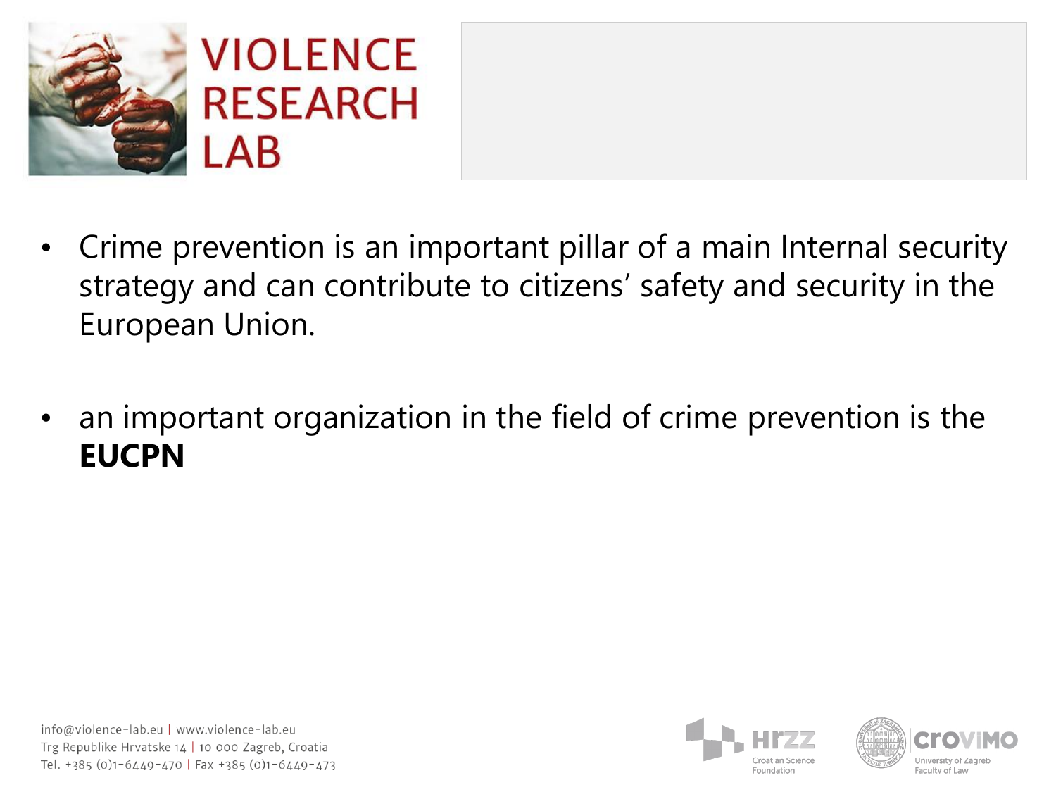- Crime prevention is an important pillar of a main Internal security strategy and can contribute to citizens' safety and security in the European Union.

- an important organization in the field of crime prevention is the **EUCPN**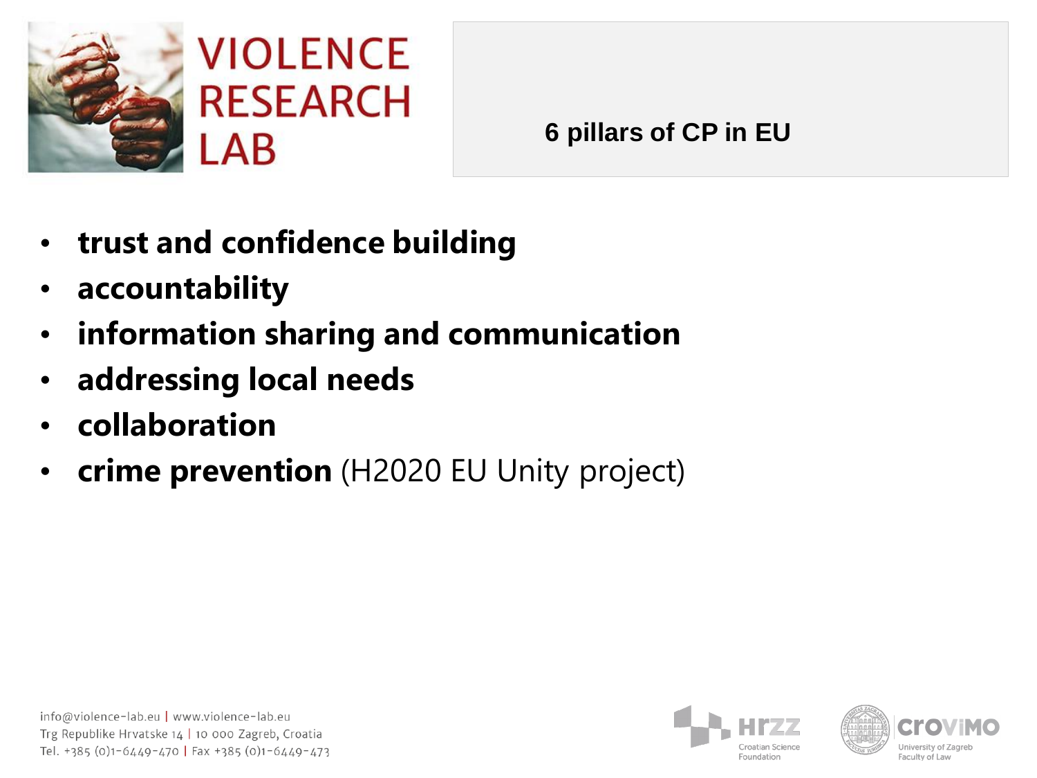## 6 pillars of CP in EU

- **trust and confidence building**
- **accountability**
- **information sharing and communication**
- **addressing local needs**
- **collaboration**
- **crime prevention** (H2020 EU Unity project)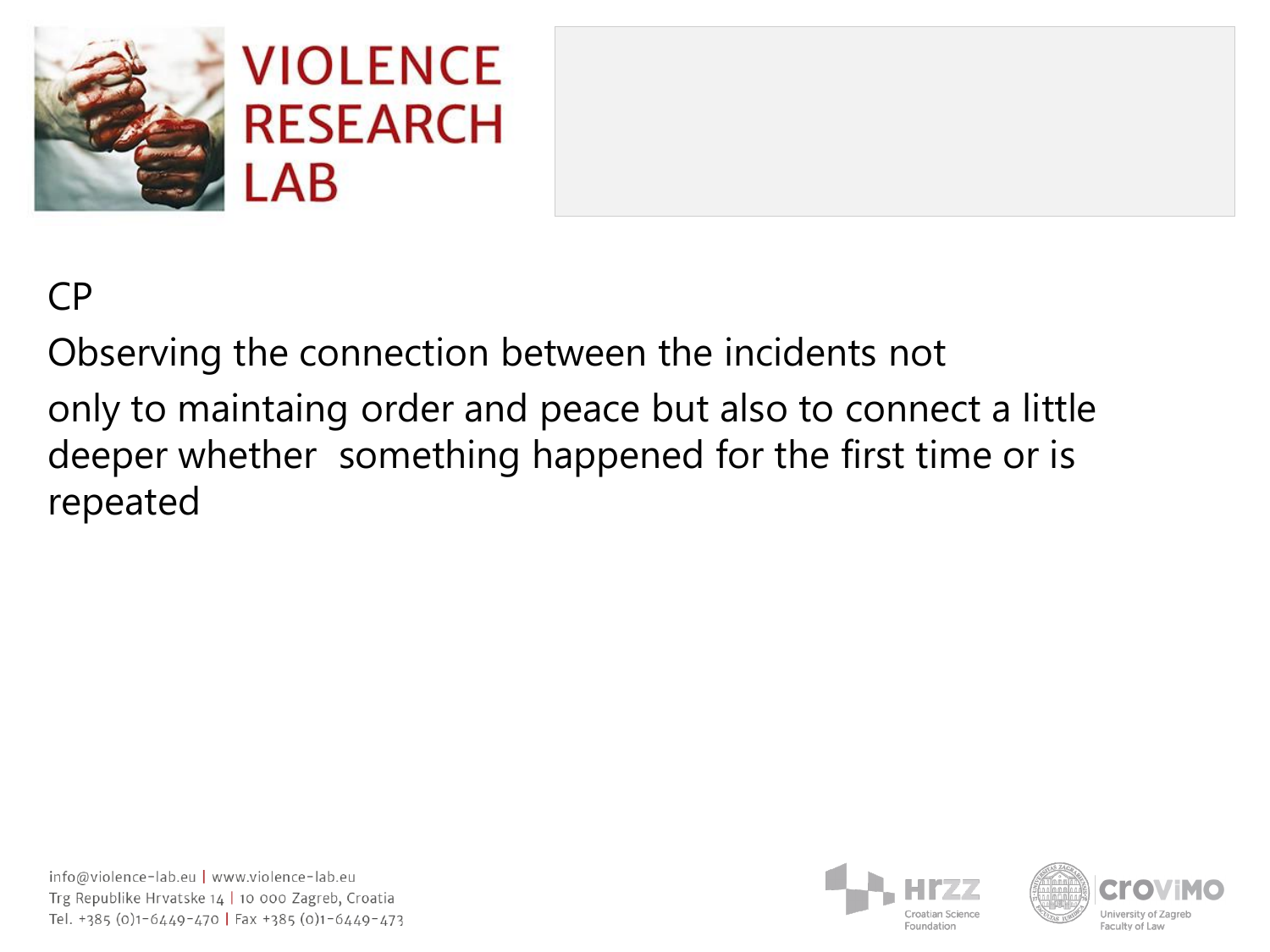CP

Observing the connection between the incidents not only to maintaing order and peace but also to connect a little deeper whether  something happened for the first time or is repeated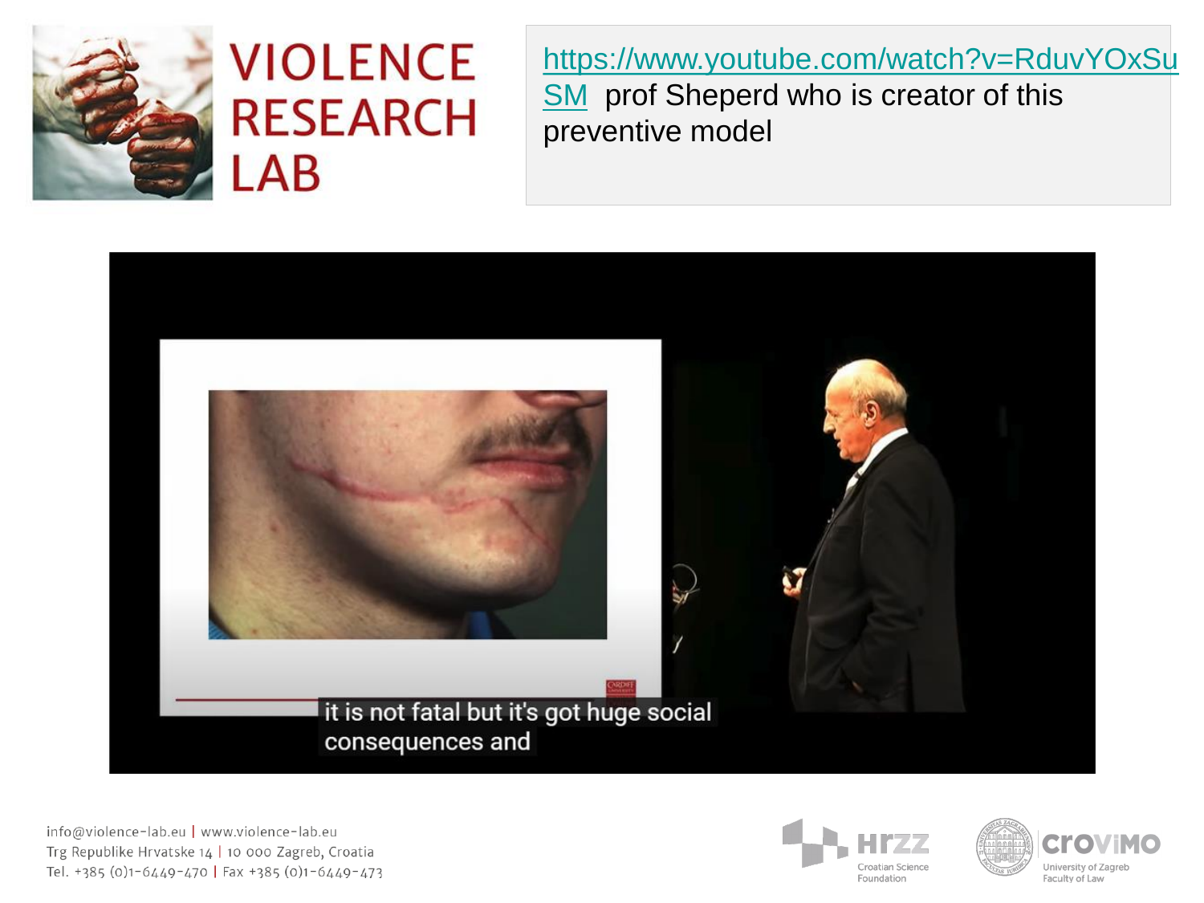https://www.youtube.com/watch?v=RduvYOxSuSM prof Sheperd who is creator of this preventive model

it is not fatal but it's got huge social consequences and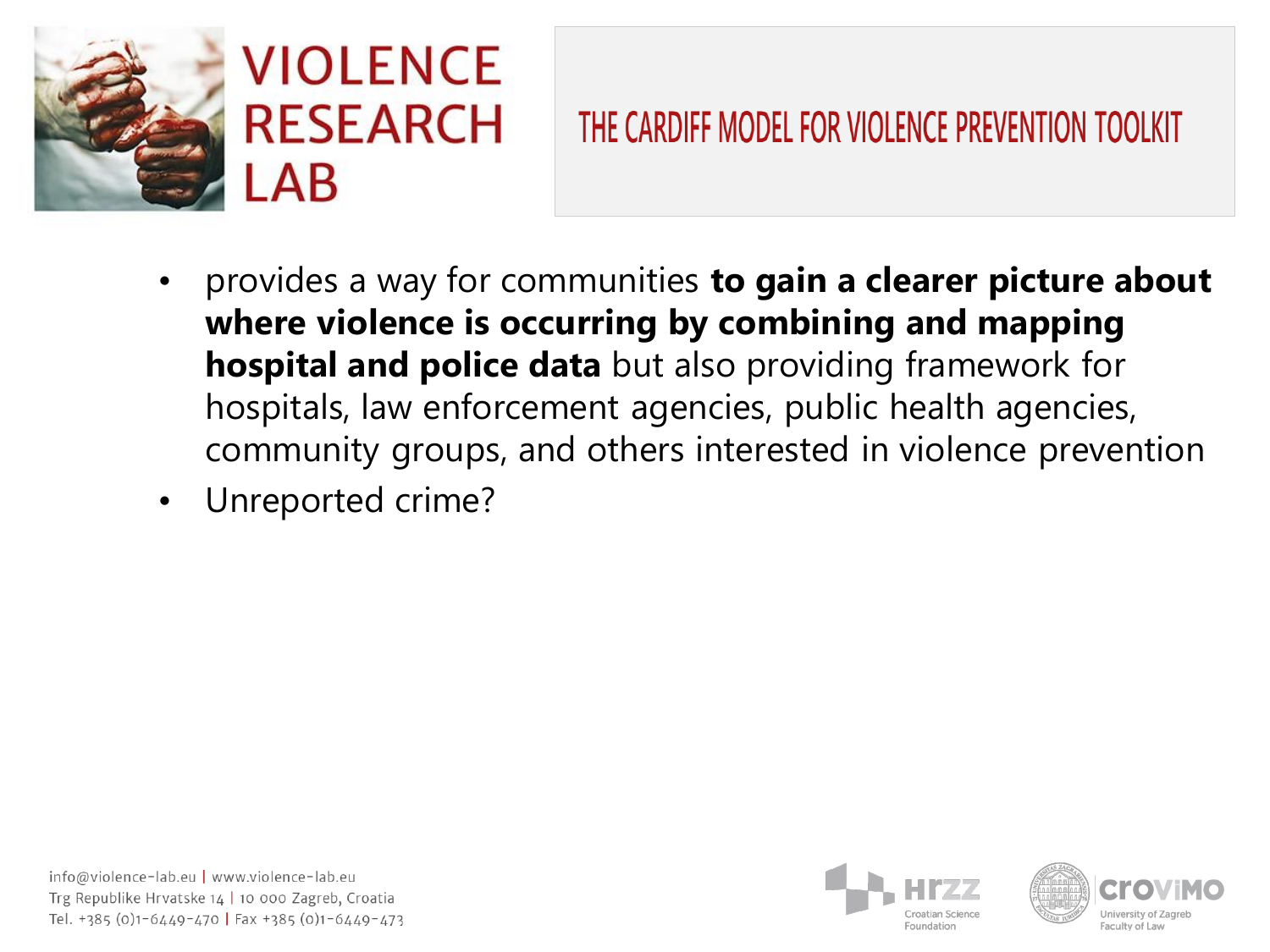# THE CARDIFF MODEL FOR VIOLENCE PREVENTION TOOLKIT

- provides a way for communities **to gain a clearer picture about where violence is occurring by combining and mapping hospital and police data** but also providing framework for hospitals, law enforcement agencies, public health agencies, community groups, and others interested in violence prevention
- Unreported crime?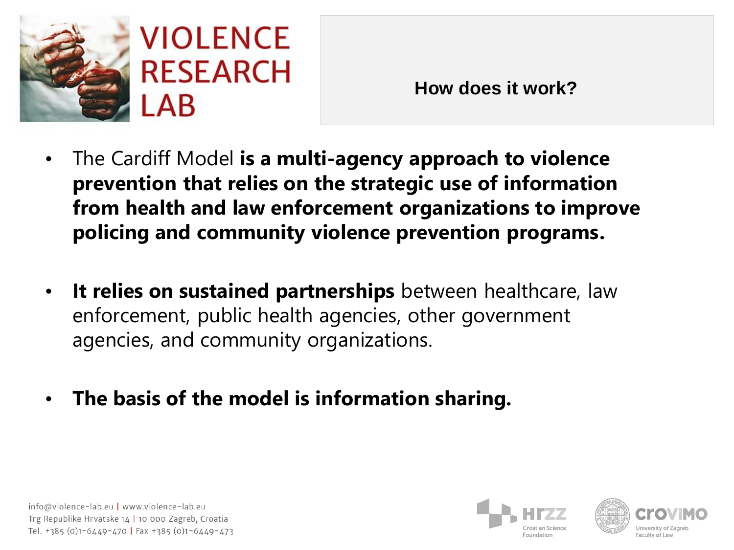## How does it work?

- The Cardiff Model **is a multi-agency approach to violence prevention that relies on the strategic use of information from health and law enforcement organizations to improve policing and community violence prevention programs.**

- **It relies on sustained partnerships** between healthcare, law enforcement, public health agencies, other government agencies, and community organizations.

- **The basis of the model is information sharing.**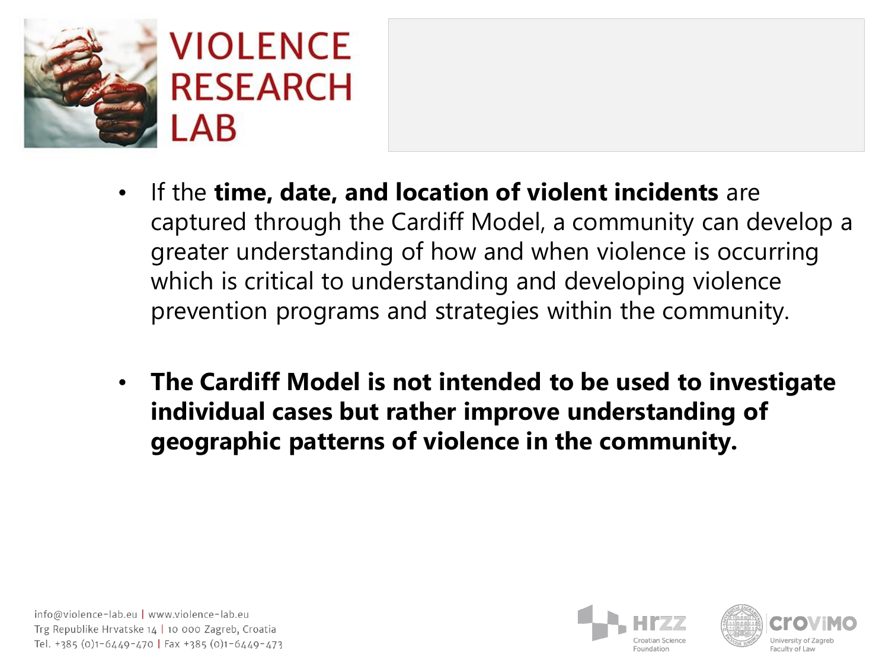- If the **time, date, and location of violent incidents** are captured through the Cardiff Model, a community can develop a greater understanding of how and when violence is occurring which is critical to understanding and developing violence prevention programs and strategies within the community.

- **The Cardiff Model is not intended to be used to investigate individual cases but rather improve understanding of geographic patterns of violence in the community.**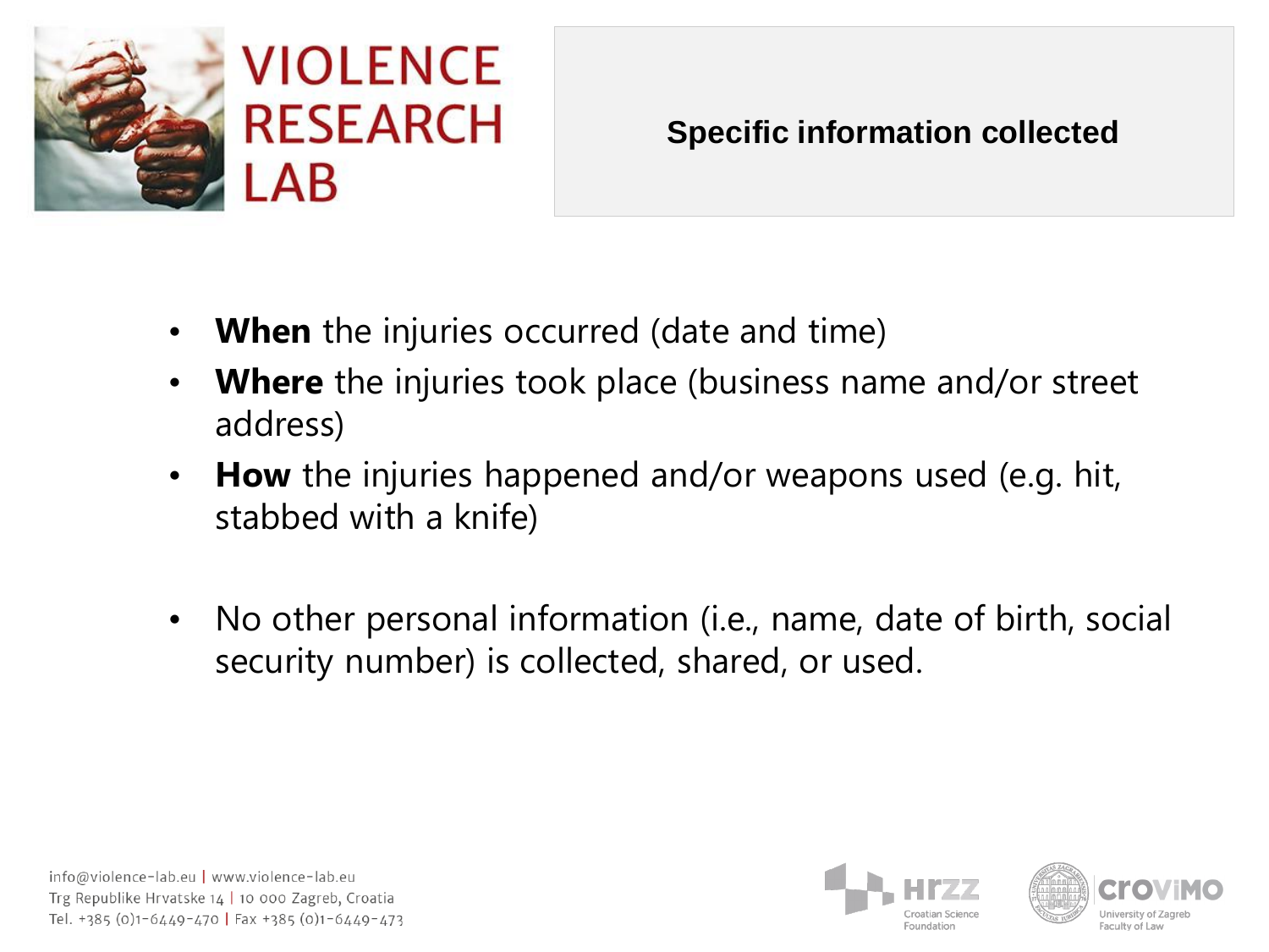## Specific information collected

- **When** the injuries occurred (date and time)
- **Where** the injuries took place (business name and/or street address)
- **How** the injuries happened and/or weapons used (e.g. hit, stabbed with a knife)

- No other personal information (i.e., name, date of birth, social security number) is collected, shared, or used.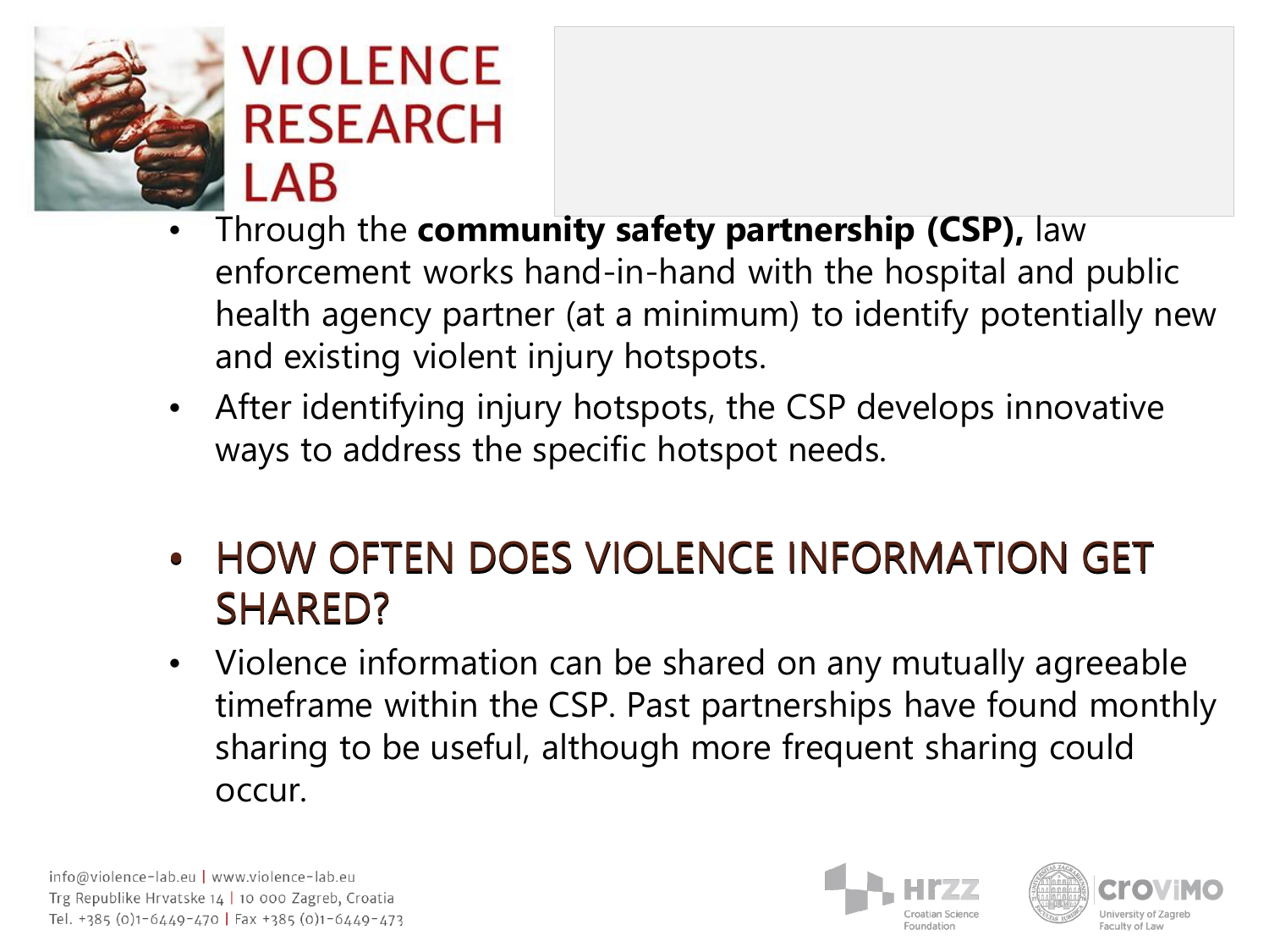- Through the **community safety partnership (CSP),** law enforcement works hand-in-hand with the hospital and public health agency partner (at a minimum) to identify potentially new and existing violent injury hotspots.
- After identifying injury hotspots, the CSP develops innovative ways to address the specific hotspot needs.

## HOW OFTEN DOES VIOLENCE INFORMATION GET SHARED?

- Violence information can be shared on any mutually agreeable timeframe within the CSP. Past partnerships have found monthly sharing to be useful, although more frequent sharing could occur.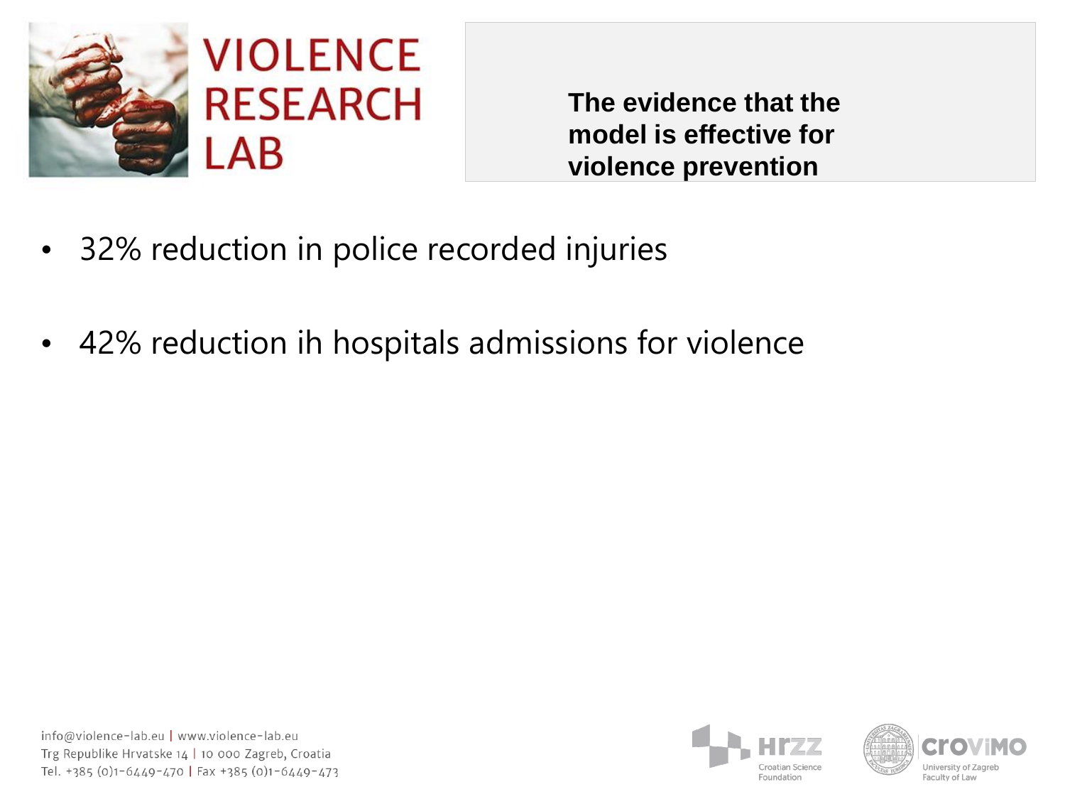## The evidence that the model is effective for violence prevention

- 32% reduction in police recorded injuries
- 42% reduction ih hospitals admissions for violence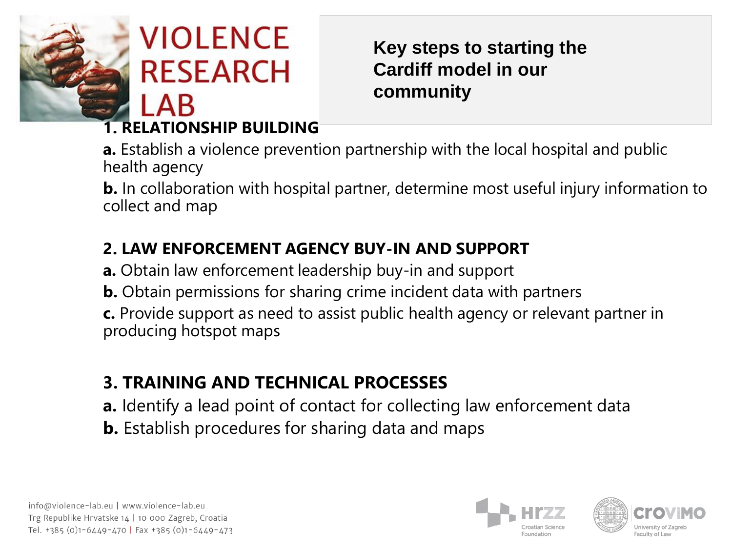# Key steps to starting the Cardiff model in our community

## 1. RELATIONSHIP BUILDING

**a.** Establish a violence prevention partnership with the local hospital and public health agency

**b.** In collaboration with hospital partner, determine most useful injury information to collect and map

## 2. LAW ENFORCEMENT AGENCY BUY-IN AND SUPPORT

**a.** Obtain law enforcement leadership buy-in and support

**b.** Obtain permissions for sharing crime incident data with partners

**c.** Provide support as need to assist public health agency or relevant partner in producing hotspot maps

## 3. TRAINING AND TECHNICAL PROCESSES

**a.** Identify a lead point of contact for collecting law enforcement data

**b.** Establish procedures for sharing data and maps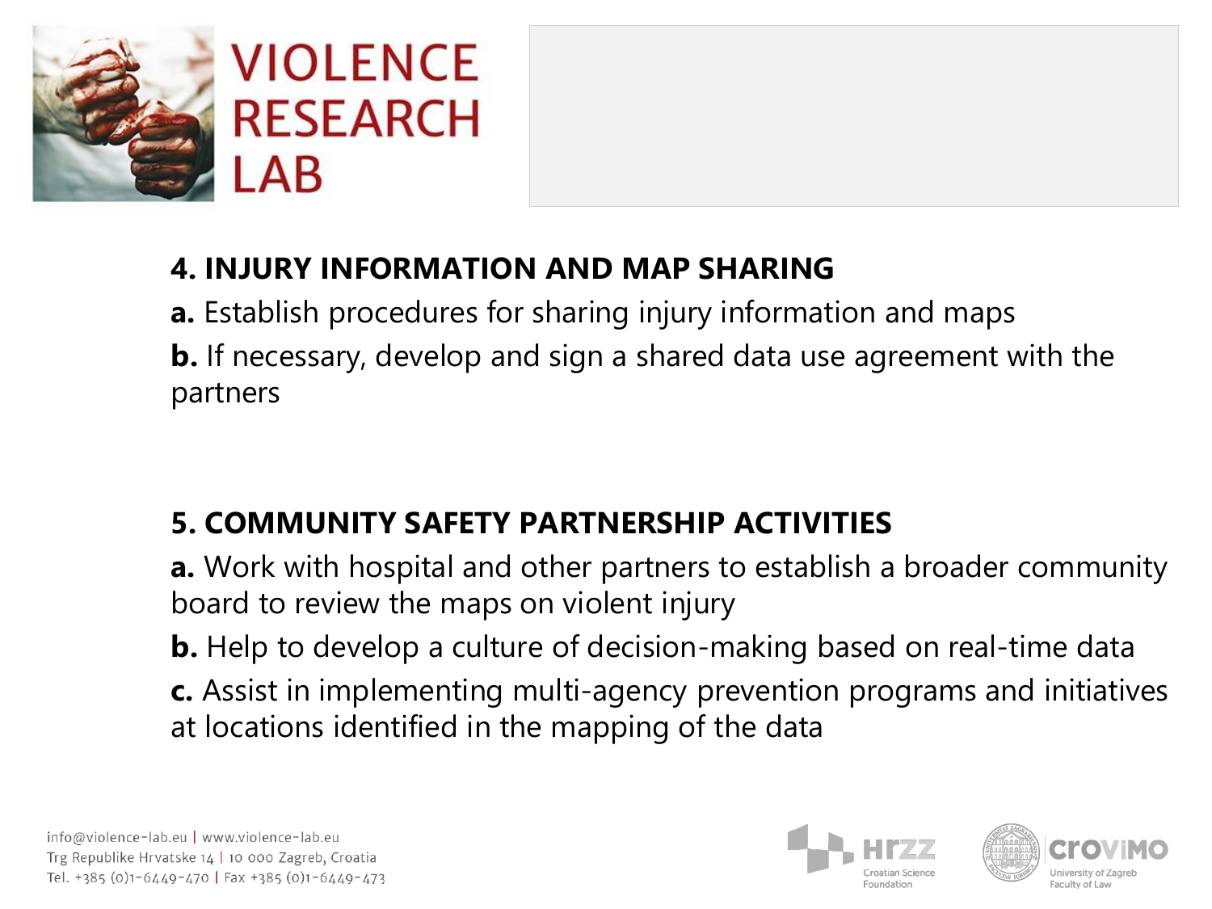## 4. INJURY INFORMATION AND MAP SHARING

**a.** Establish procedures for sharing injury information and maps

**b.** If necessary, develop and sign a shared data use agreement with the partners

## 5. COMMUNITY SAFETY PARTNERSHIP ACTIVITIES

**a.** Work with hospital and other partners to establish a broader community board to review the maps on violent injury

**b.** Help to develop a culture of decision-making based on real-time data

**c.** Assist in implementing multi-agency prevention programs and initiatives at locations identified in the mapping of the data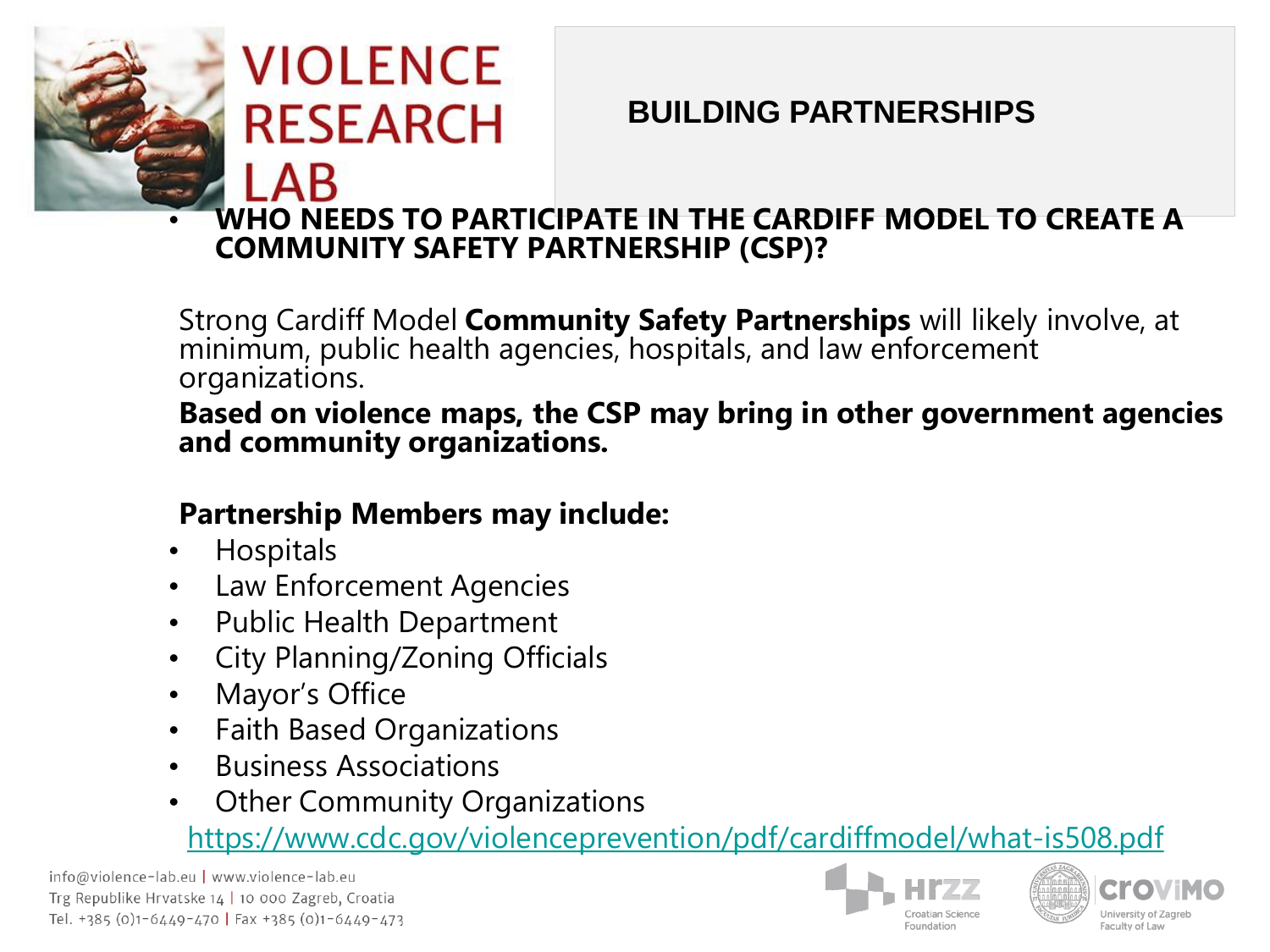# BUILDING PARTNERSHIPS

- **WHO NEEDS TO PARTICIPATE IN THE CARDIFF MODEL TO CREATE A COMMUNITY SAFETY PARTNERSHIP (CSP)?**

Strong Cardiff Model **Community Safety Partnerships** will likely involve, at minimum, public health agencies, hospitals, and law enforcement organizations.

**Based on violence maps, the CSP may bring in other government agencies and community organizations.**

**Partnership Members may include:**

- Hospitals
- Law Enforcement Agencies
- Public Health Department
- City Planning/Zoning Officials
- Mayor's Office
- Faith Based Organizations
- Business Associations
- Other Community Organizations

https://www.cdc.gov/violenceprevention/pdf/cardiffmodel/what-is508.pdf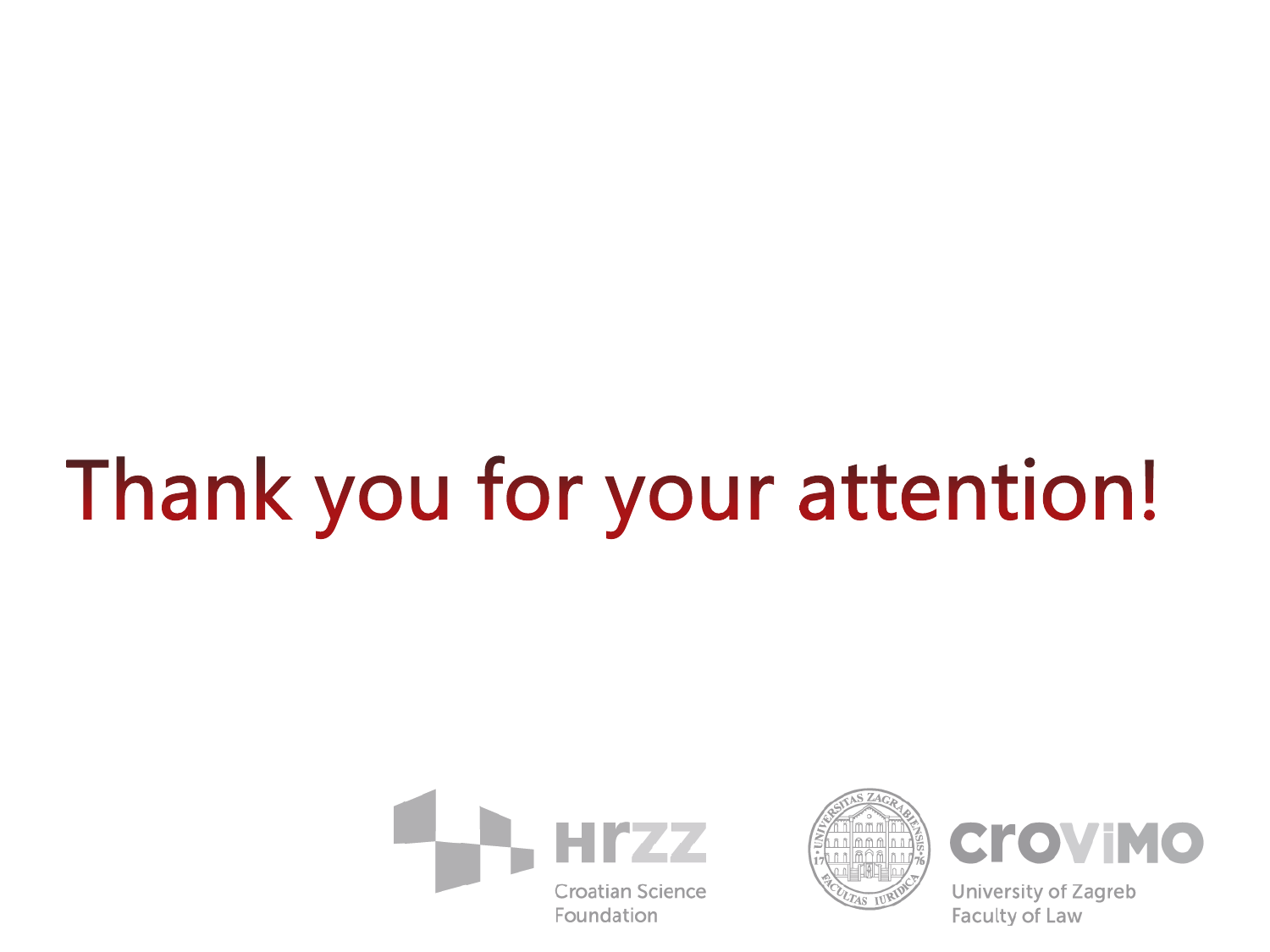# Thank you for your attention!

HRZZ

Croatian Science Foundation

CROVIMO

University of Zagreb

Faculty of Law